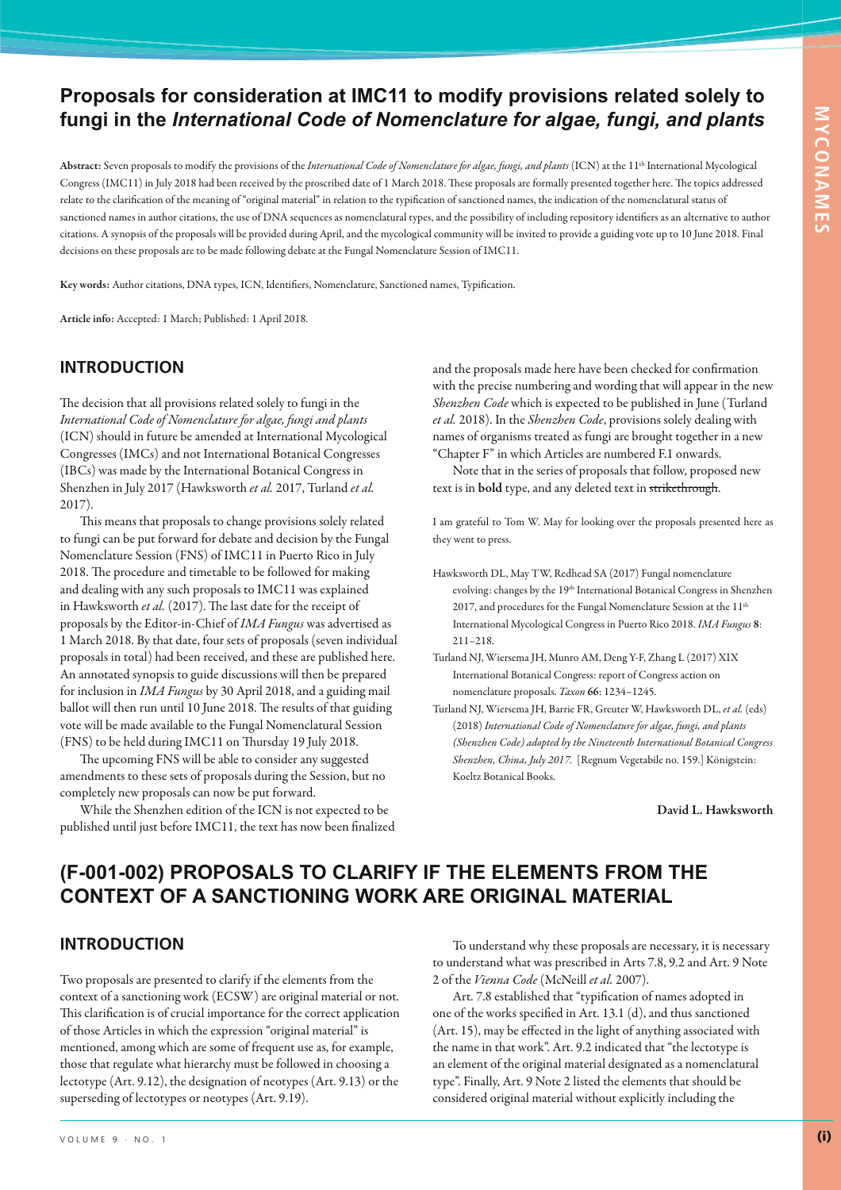# Proposals for consideration at IMC11 to modify provisions related solely to fungi in the *International Code of Nomenclature for algae, fungi, and plants*

**Abstract:** Seven proposals to modify the provisions of the *International Code of Nomenclature for algae, fungi, and plants* (ICN) at the 11th International Mycological Congress (IMC11) in July 2018 had been received by the proscribed date of 1 March 2018. These proposals are formally presented together here. The topics addressed relate to the clarification of the meaning of "original material" in relation to the typification of sanctioned names, the indication of the nomenclatural status of sanctioned names in author citations, the use of DNA sequences as nomenclatural types, and the possibility of including repository identifiers as an alternative to author citations. A synopsis of the proposals will be provided during April, and the mycological community will be invited to provide a guiding vote up to 10 June 2018. Final decisions on these proposals are to be made following debate at the Fungal Nomenclature Session of IMC11.

**Key words:** Author citations, DNA types, ICN, Identifiers, Nomenclature, Sanctioned names, Typification.

**Article info:** Accepted: 1 March; Published: 1 April 2018.

## INTRODUCTION

The decision that all provisions related solely to fungi in the *International Code of Nomenclature for algae, fungi and plants* (ICN) should in future be amended at International Mycological Congresses (IMCs) and not International Botanical Congresses (IBCs) was made by the International Botanical Congress in Shenzhen in July 2017 (Hawksworth *et al.* 2017, Turland *et al.* 2017).

This means that proposals to change provisions solely related to fungi can be put forward for debate and decision by the Fungal Nomenclature Session (FNS) of IMC11 in Puerto Rico in July 2018. The procedure and timetable to be followed for making and dealing with any such proposals to IMC11 was explained in Hawksworth *et al.* (2017). The last date for the receipt of proposals by the Editor-in-Chief of *IMA Fungus* was advertised as 1 March 2018. By that date, four sets of proposals (seven individual proposals in total) had been received, and these are published here. An annotated synopsis to guide discussions will then be prepared for inclusion in *IMA Fungus* by 30 April 2018, and a guiding mail ballot will then run until 10 June 2018. The results of that guiding vote will be made available to the Fungal Nomenclatural Session (FNS) to be held during IMC11 on Thursday 19 July 2018.

The upcoming FNS will be able to consider any suggested amendments to these sets of proposals during the Session, but no completely new proposals can now be put forward.

While the Shenzhen edition of the ICN is not expected to be published until just before IMC11, the text has now been finalized and the proposals made here have been checked for confirmation with the precise numbering and wording that will appear in the new *Shenzhen Code* which is expected to be published in June (Turland *et al.* 2018). In the *Shenzhen Code*, provisions solely dealing with names of organisms treated as fungi are brought together in a new "Chapter F" in which Articles are numbered F.1 onwards.

Note that in the series of proposals that follow, proposed new text is in **bold** type, and any deleted text in ~~strikethrough~~.

I am grateful to Tom W. May for looking over the proposals presented here as they went to press.

Hawksworth DL, May TW, Redhead SA (2017) Fungal nomenclature evolving: changes by the 19th International Botanical Congress in Shenzhen 2017, and procedures for the Fungal Nomenclature Session at the 11th International Mycological Congress in Puerto Rico 2018. *IMA Fungus* **8**: 211–218.

Turland NJ, Wiersema JH, Munro AM, Deng Y-F, Zhang L (2017) XIX International Botanical Congress: report of Congress action on nomenclature proposals. *Taxon* **66**: 1234–1245.

Turland NJ, Wiersema JH, Barrie FR, Greuter W, Hawksworth DL, *et al.* (eds) (2018) *International Code of Nomenclature for algae, fungi, and plants (Shenzhen Code) adopted by the Nineteenth International Botanical Congress Shenzhen, China, July 2017.* [Regnum Vegetabile no. 159.] Königstein: Koeltz Botanical Books.

**David L. Hawksworth**

# (F-001-002) PROPOSALS TO CLARIFY IF THE ELEMENTS FROM THE CONTEXT OF A SANCTIONING WORK ARE ORIGINAL MATERIAL

## INTRODUCTION

Two proposals are presented to clarify if the elements from the context of a sanctioning work (ECSW) are original material or not. This clarification is of crucial importance for the correct application of those Articles in which the expression "original material" is mentioned, among which are some of frequent use as, for example, those that regulate what hierarchy must be followed in choosing a lectotype (Art. 9.12), the designation of neotypes (Art. 9.13) or the superseding of lectotypes or neotypes (Art. 9.19).

To understand why these proposals are necessary, it is necessary to understand what was prescribed in Arts 7.8, 9.2 and Art. 9 Note 2 of the *Vienna Code* (McNeill *et al.* 2007).

Art. 7.8 established that "typification of names adopted in one of the works specified in Art. 13.1 (d), and thus sanctioned (Art. 15), may be effected in the light of anything associated with the name in that work". Art. 9.2 indicated that "the lectotype is an element of the original material designated as a nomenclatural type". Finally, Art. 9 Note 2 listed the elements that should be considered original material without explicitly including the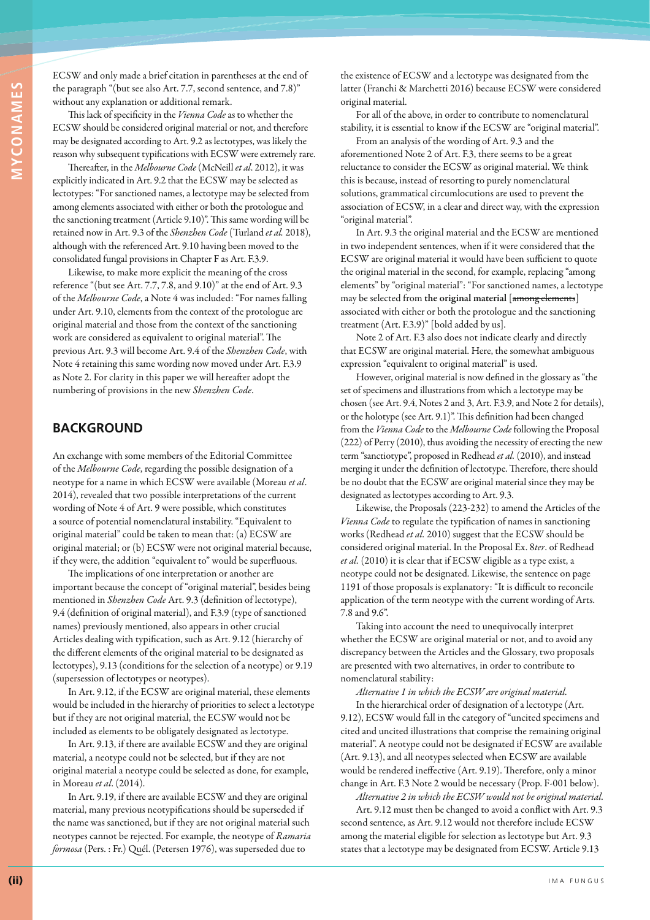ECSW and only made a brief citation in parentheses at the end of the paragraph "(but see also Art. 7.7, second sentence, and 7.8)" without any explanation or additional remark.

This lack of specificity in the *Vienna Code* as to whether the ECSW should be considered original material or not, and therefore may be designated according to Art. 9.2 as lectotypes, was likely the reason why subsequent typifications with ECSW were extremely rare.

Thereafter, in the *Melbourne Code* (McNeill *et al*. 2012), it was explicitly indicated in Art. 9.2 that the ECSW may be selected as lectotypes: "For sanctioned names, a lectotype may be selected from among elements associated with either or both the protologue and the sanctioning treatment (Article 9.10)". This same wording will be retained now in Art. 9.3 of the *Shenzhen Code* (Turland *et al.* 2018), although with the referenced Art. 9.10 having been moved to the consolidated fungal provisions in Chapter F as Art. F.3.9.

Likewise, to make more explicit the meaning of the cross reference "(but see Art. 7.7, 7.8, and 9.10)" at the end of Art. 9.3 of the *Melbourne Code*, a Note 4 was included: "For names falling under Art. 9.10, elements from the context of the protologue are original material and those from the context of the sanctioning work are considered as equivalent to original material". The previous Art. 9.3 will become Art. 9.4 of the *Shenzhen Code*, with Note 4 retaining this same wording now moved under Art. F.3.9 as Note 2. For clarity in this paper we will hereafter adopt the numbering of provisions in the new *Shenzhen Code*.

## BACKGROUND

An exchange with some members of the Editorial Committee of the *Melbourne Code*, regarding the possible designation of a neotype for a name in which ECSW were available (Moreau *et al*. 2014), revealed that two possible interpretations of the current wording of Note 4 of Art. 9 were possible, which constitutes a source of potential nomenclatural instability. "Equivalent to original material" could be taken to mean that: (a) ECSW are original material; or (b) ECSW were not original material because, if they were, the addition "equivalent to" would be superfluous.

The implications of one interpretation or another are important because the concept of "original material", besides being mentioned in *Shenzhen Code* Art. 9.3 (definition of lectotype), 9.4 (definition of original material), and F.3.9 (type of sanctioned names) previously mentioned, also appears in other crucial Articles dealing with typification, such as Art. 9.12 (hierarchy of the different elements of the original material to be designated as lectotypes), 9.13 (conditions for the selection of a neotype) or 9.19 (supersession of lectotypes or neotypes).

In Art. 9.12, if the ECSW are original material, these elements would be included in the hierarchy of priorities to select a lectotype but if they are not original material, the ECSW would not be included as elements to be obligately designated as lectotype.

In Art. 9.13, if there are available ECSW and they are original material, a neotype could not be selected, but if they are not original material a neotype could be selected as done, for example, in Moreau *et al*. (2014).

In Art. 9.19, if there are available ECSW and they are original material, many previous neotypifications should be superseded if the name was sanctioned, but if they are not original material such neotypes cannot be rejected. For example, the neotype of *Ramaria formosa* (Pers. : Fr.) Quél. (Petersen 1976), was superseded due to the existence of ECSW and a lectotype was designated from the latter (Franchi & Marchetti 2016) because ECSW were considered original material.

For all of the above, in order to contribute to nomenclatural stability, it is essential to know if the ECSW are "original material".

From an analysis of the wording of Art. 9.3 and the aforementioned Note 2 of Art. F.3, there seems to be a great reluctance to consider the ECSW as original material. We think this is because, instead of resorting to purely nomenclatural solutions, grammatical circumlocutions are used to prevent the association of ECSW, in a clear and direct way, with the expression "original material".

In Art. 9.3 the original material and the ECSW are mentioned in two independent sentences, when if it were considered that the ECSW are original material it would have been sufficient to quote the original material in the second, for example, replacing "among elements" by "original material": "For sanctioned names, a lectotype may be selected from **the original material** [~~among elements~~] associated with either or both the protologue and the sanctioning treatment (Art. F.3.9)" [bold added by us].

Note 2 of Art. F.3 also does not indicate clearly and directly that ECSW are original material. Here, the somewhat ambiguous expression "equivalent to original material" is used.

However, original material is now defined in the glossary as "the set of specimens and illustrations from which a lectotype may be chosen (see Art. 9.4, Notes 2 and 3, Art. F.3.9, and Note 2 for details), or the holotype (see Art. 9.1)". This definition had been changed from the *Vienna Code* to the *Melbourne Code* following the Proposal (222) of Perry (2010), thus avoiding the necessity of erecting the new term "sanctiotype", proposed in Redhead *et al.* (2010), and instead merging it under the definition of lectotype. Therefore, there should be no doubt that the ECSW are original material since they may be designated as lectotypes according to Art. 9.3.

Likewise, the Proposals (223-232) to amend the Articles of the *Vienna Code* to regulate the typification of names in sanctioning works (Redhead *et al.* 2010) suggest that the ECSW should be considered original material. In the Proposal Ex. 8*ter*. of Redhead *et al.* (2010) it is clear that if ECSW eligible as a type exist, a neotype could not be designated. Likewise, the sentence on page 1191 of those proposals is explanatory: "It is difficult to reconcile application of the term neotype with the current wording of Arts. 7.8 and 9.6".

Taking into account the need to unequivocally interpret whether the ECSW are original material or not, and to avoid any discrepancy between the Articles and the Glossary, two proposals are presented with two alternatives, in order to contribute to nomenclatural stability:

*Alternative 1 in which the ECSW are original material.*

In the hierarchical order of designation of a lectotype (Art. 9.12), ECSW would fall in the category of "uncited specimens and cited and uncited illustrations that comprise the remaining original material". A neotype could not be designated if ECSW are available (Art. 9.13), and all neotypes selected when ECSW are available would be rendered ineffective (Art. 9.19). Therefore, only a minor change in Art. F.3 Note 2 would be necessary (Prop. F-001 below).

*Alternative 2 in which the ECSW would not be original material.*

Art. 9.12 must then be changed to avoid a conflict with Art. 9.3 second sentence, as Art. 9.12 would not therefore include ECSW among the material eligible for selection as lectotype but Art. 9.3 states that a lectotype may be designated from ECSW. Article 9.13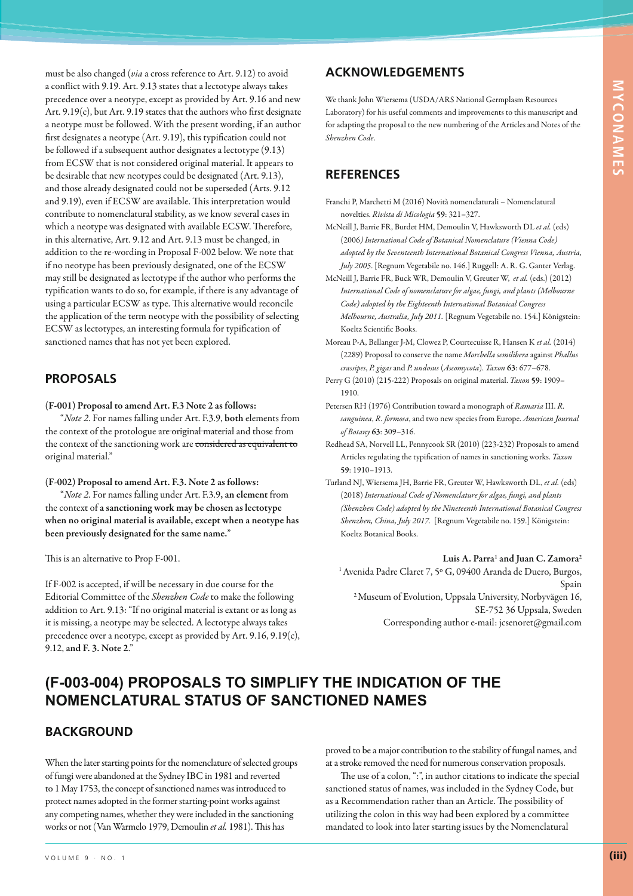must be also changed (*via* a cross reference to Art. 9.12) to avoid a conflict with 9.19. Art. 9.13 states that a lectotype always takes precedence over a neotype, except as provided by Art. 9.16 and new Art. 9.19(c), but Art. 9.19 states that the authors who first designate a neotype must be followed. With the present wording, if an author first designates a neotype (Art. 9.19), this typification could not be followed if a subsequent author designates a lectotype (9.13) from ECSW that is not considered original material. It appears to be desirable that new neotypes could be designated (Art. 9.13), and those already designated could not be superseded (Arts. 9.12 and 9.19), even if ECSW are available. This interpretation would contribute to nomenclatural stability, as we know several cases in which a neotype was designated with available ECSW. Therefore, in this alternative, Art. 9.12 and Art. 9.13 must be changed, in addition to the re-wording in Proposal F-002 below. We note that if no neotype has been previously designated, one of the ECSW may still be designated as lectotype if the author who performs the typification wants to do so, for example, if there is any advantage of using a particular ECSW as type. This alternative would reconcile the application of the term neotype with the possibility of selecting ECSW as lectotypes, an interesting formula for typification of sanctioned names that has not yet been explored.

## PROPOSALS

**(F-001) Proposal to amend Art. F.3 Note 2 as follows:**

"*Note 2*. For names falling under Art. F.3.9, **both** elements from the context of the protologue ~~are original material~~ and those from the context of the sanctioning work are ~~considered as equivalent to~~ original material."

**(F-002) Proposal to amend Art. F.3. Note 2 as follows:**

"*Note 2*. For names falling under Art. F.3.9**, an element** from the context of **a sanctioning work may be chosen as lectotype when no original material is available, except when a neotype has been previously designated for the same name.**"

This is an alternative to Prop F-001.

If F-002 is accepted, if will be necessary in due course for the Editorial Committee of the *Shenzhen Code* to make the following addition to Art. 9.13: "If no original material is extant or as long as it is missing, a neotype may be selected. A lectotype always takes precedence over a neotype, except as provided by Art. 9.16, 9.19(c), 9.12, **and F. 3. Note 2**."

## ACKNOWLEDGEMENTS

We thank John Wiersema (USDA/ARS National Germplasm Resources Laboratory) for his useful comments and improvements to this manuscript and for adapting the proposal to the new numbering of the Articles and Notes of the *Shenzhen Code*.

## REFERENCES

Franchi P, Marchetti M (2016) Novità nomenclaturali – Nomenclatural novelties. *Rivista di Micologia* **59**: 321–327.

McNeill J, Barrie FR, Burdet HM, Demoulin V, Hawksworth DL *et al.* (eds) (2006) *International Code of Botanical Nomenclature (Vienna Code) adopted by the Seventeenth International Botanical Congress Vienna, Austria, July 2005*. [Regnum Vegetabile no. 146.] Ruggell: A. R. G. Ganter Verlag.

McNeill J, Barrie FR, Buck WR, Demoulin V, Greuter W, *et al.* (eds.) (2012) *International Code of nomenclature for algae, fungi, and plants (Melbourne Code) adopted by the Eighteenth International Botanical Congress Melbourne, Australia, July 2011*. [Regnum Vegetabile no. 154.] Königstein: Koeltz Scientific Books.

Moreau P-A, Bellanger J-M, Clowez P, Courtecuisse R, Hansen K *et al.* (2014) (2289) Proposal to conserve the name *Morchella semilibera* against *Phallus crassipes*, *P. gigas* and *P. undosus* (*Ascomycota*). *Taxon* **63**: 677–678.

Perry G (2010) (215-222) Proposals on original material. *Taxon* **59**: 1909–1910.

Petersen RH (1976) Contribution toward a monograph of *Ramaria* III. *R. sanguinea*, *R. formosa*, and two new species from Europe. *American Journal of Botany* **63**: 309–316.

Redhead SA, Norvell LL, Pennycook SR (2010) (223-232) Proposals to amend Articles regulating the typification of names in sanctioning works. *Taxon* **59**: 1910–1913.

Turland NJ, Wiersema JH, Barrie FR, Greuter W, Hawksworth DL, *et al.* (eds) (2018) *International Code of Nomenclature for algae, fungi, and plants (Shenzhen Code) adopted by the Nineteenth International Botanical Congress Shenzhen, China, July 2017.* [Regnum Vegetabile no. 159.] Königstein: Koeltz Botanical Books.

**Luis A. Parra[1] and Juan C. Zamora[2]**

[1] Avenida Padre Claret 7, 5º G, 09400 Aranda de Duero, Burgos, Spain

[2] Museum of Evolution, Uppsala University, Norbyvägen 16, SE-752 36 Uppsala, Sweden

Corresponding author e-mail: jcsenoret@gmail.com

# (F-003-004) PROPOSALS TO SIMPLIFY THE INDICATION OF THE NOMENCLATURAL STATUS OF SANCTIONED NAMES

## BACKGROUND

When the later starting points for the nomenclature of selected groups of fungi were abandoned at the Sydney IBC in 1981 and reverted to 1 May 1753, the concept of sanctioned names was introduced to protect names adopted in the former starting-point works against any competing names, whether they were included in the sanctioning works or not (Van Warmelo 1979, Demoulin *et al.* 1981). This has proved to be a major contribution to the stability of fungal names, and at a stroke removed the need for numerous conservation proposals.

The use of a colon, ":", in author citations to indicate the special sanctioned status of names, was included in the Sydney Code, but as a Recommendation rather than an Article. The possibility of utilizing the colon in this way had been explored by a committee mandated to look into later starting issues by the Nomenclatural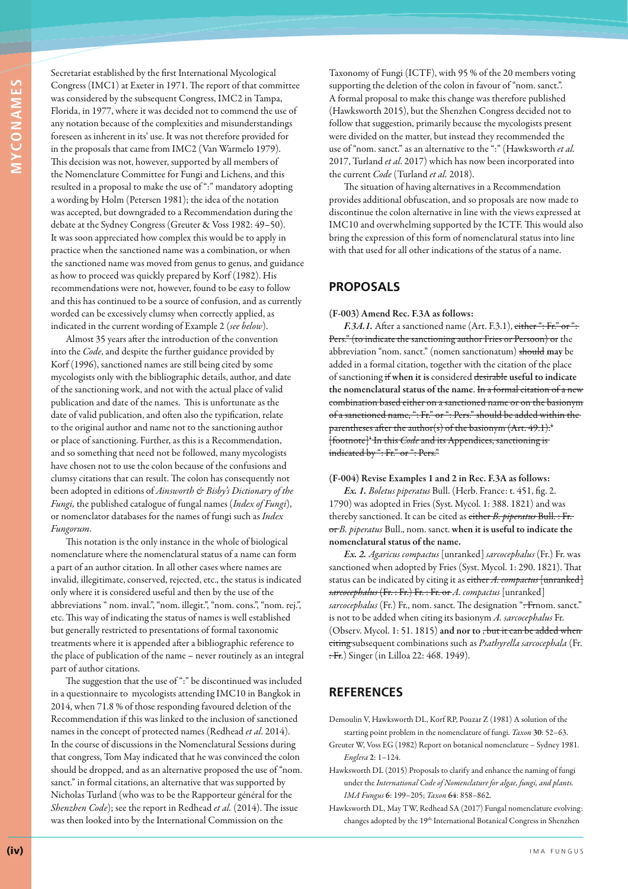Secretariat established by the first International Mycological Congress (IMC1) at Exeter in 1971. The report of that committee was considered by the subsequent Congress, IMC2 in Tampa, Florida, in 1977, where it was decided not to commend the use of any notation because of the complexities and misunderstandings foreseen as inherent in its' use. It was not therefore provided for in the proposals that came from IMC2 (Van Warmelo 1979). This decision was not, however, supported by all members of the Nomenclature Committee for Fungi and Lichens, and this resulted in a proposal to make the use of ":" mandatory adopting a wording by Holm (Petersen 1981); the idea of the notation was accepted, but downgraded to a Recommendation during the debate at the Sydney Congress (Greuter & Voss 1982: 49–50). It was soon appreciated how complex this would be to apply in practice when the sanctioned name was a combination, or when the sanctioned name was moved from genus to genus, and guidance as how to proceed was quickly prepared by Korf (1982). His recommendations were not, however, found to be easy to follow and this has continued to be a source of confusion, and as currently worded can be excessively clumsy when correctly applied, as indicated in the current wording of Example 2 (*see below*).

Almost 35 years after the introduction of the convention into the *Code*, and despite the further guidance provided by Korf (1996), sanctioned names are still being cited by some mycologists only with the bibliographic details, author, and date of the sanctioning work, and not with the actual place of valid publication and date of the names. This is unfortunate as the date of valid publication, and often also the typification, relate to the original author and name not to the sanctioning author or place of sanctioning. Further, as this is a Recommendation, and so something that need not be followed, many mycologists have chosen not to use the colon because of the confusions and clumsy citations that can result. The colon has consequently not been adopted in editions of *Ainsworth & Bisby's Dictionary of the Fungi,* the published catalogue of fungal names (*Index of Fungi*), or nomenclator databases for the names of fungi such as *Index Fungorum*.

This notation is the only instance in the whole of biological nomenclature where the nomenclatural status of a name can form a part of an author citation. In all other cases where names are invalid, illegitimate, conserved, rejected, etc., the status is indicated only where it is considered useful and then by the use of the abbreviations " nom. inval.", "nom. illegit.", "nom. cons.", "nom. rej.", etc. This way of indicating the status of names is well established but generally restricted to presentations of formal taxonomic treatments where it is appended after a bibliographic reference to the place of publication of the name – never routinely as an integral part of author citations.

The suggestion that the use of ":" be discontinued was included in a questionnaire to mycologists attending IMC10 in Bangkok in 2014, when 71.8 % of those responding favoured deletion of the Recommendation if this was linked to the inclusion of sanctioned names in the concept of protected names (Redhead *et al*. 2014). In the course of discussions in the Nomenclatural Sessions during that congress, Tom May indicated that he was convinced the colon should be dropped, and as an alternative proposed the use of "nom. sanct." in formal citations, an alternative that was supported by Nicholas Turland (who was to be the Rapporteur général for the *Shenzhen Code*); see the report in Redhead *et al.* (2014). The issue was then looked into by the International Commission on the Taxonomy of Fungi (ICTF), with 95 % of the 20 members voting supporting the deletion of the colon in favour of "nom. sanct.". A formal proposal to make this change was therefore published (Hawksworth 2015), but the Shenzhen Congress decided not to follow that suggestion, primarily because the mycologists present were divided on the matter, but instead they recommended the use of "nom. sanct." as an alternative to the ":" (Hawksworth *et al.* 2017, Turland *et al*. 2017) which has now been incorporated into the current *Code* (Turland *et al.* 2018).

The situation of having alternatives in a Recommendation provides additional obfuscation, and so proposals are now made to discontinue the colon alternative in line with the views expressed at IMC10 and overwhelming supported by the ICTF. This would also bring the expression of this form of nomenclatural status into line with that used for all other indications of the status of a name.

## PROPOSALS

**(F-003) Amend Rec. F.3A as follows:**

***F.3A.1.*** After a sanctioned name (Art. F.3.1), ~~either ": Fr." or ": Pers." (to indicate the sanctioning author Fries or Persoon) or~~ the abbreviation "nom. sanct." (nomen sanctionatum) ~~should~~ **may** be added in a formal citation, together with the citation of the place of sanctioning ~~if~~ **when it is** considered ~~desirable~~ **useful to indicate the nomenclatural status of the name**. ~~In a formal citation of a new combination based either on a sanctioned name or on the basionym of a sanctioned name, ": Fr." or ": Pers." should be added within the parentheses after the author(s) of the basionym (Art. 49.1).[1] [footnote][1] In this *Code* and its Appendices, sanctioning is indicated by ": Fr." or ": Pers."~~

**(F-004) Revise Examples 1 and 2 in Rec. F.3A as follows:**

*Ex. 1. Boletus piperatus* Bull. (Herb. France: t. 451, fig. 2. 1790) was adopted in Fries (Syst. Mycol. 1: 388. 1821) and was thereby sanctioned. It can be cited as ~~either *B. piperatus* Bull. : Fr. or~~ *B. piperatus* Bull., nom. sanct. **when it is useful to indicate the nomenclatural status of the name.**

*Ex. 2. Agaricus compactus* [unranked] *sarcocephalus* (Fr.) Fr. was sanctioned when adopted by Fries (Syst. Mycol. 1: 290. 1821). That status can be indicated by citing it as ~~either *A. compactus* [unranked] *sarcocephalus* (Fr. : Fr.) Fr. : Fr. or~~ *A. compactus* [unranked] *sarcocephalus* (Fr.) Fr., nom. sanct. The designation "~~: Fr~~nom. sanct." is not to be added when citing its basionym *A. sarcocephalus* Fr. (Observ. Mycol. 1: 51. 1815) **and nor to** ~~, but it can be added when citing~~ subsequent combinations such as *Psathyrella sarcocephala* (Fr. ~~: Fr.~~) Singer (in Lilloa 22: 468. 1949).

## REFERENCES

Demoulin V, Hawksworth DL, Korf RP, Pouzar Z (1981) A solution of the starting point problem in the nomenclature of fungi. *Taxon* **30**: 52–63.

Greuter W, Voss EG (1982) Report on botanical nomenclature – Sydney 1981. *Englera* **2**: 1–124.

Hawksworth DL (2015) Proposals to clarify and enhance the naming of fungi under the *International Code of Nomenclature for algae, fungi, and plants. IMA Fungus* **6**: 199–205; *Taxon* **64**: 858–862.

Hawksworth DL, May TW, Redhead SA (2017) Fungal nomenclature evolving: changes adopted by the 19th International Botanical Congress in Shenzhen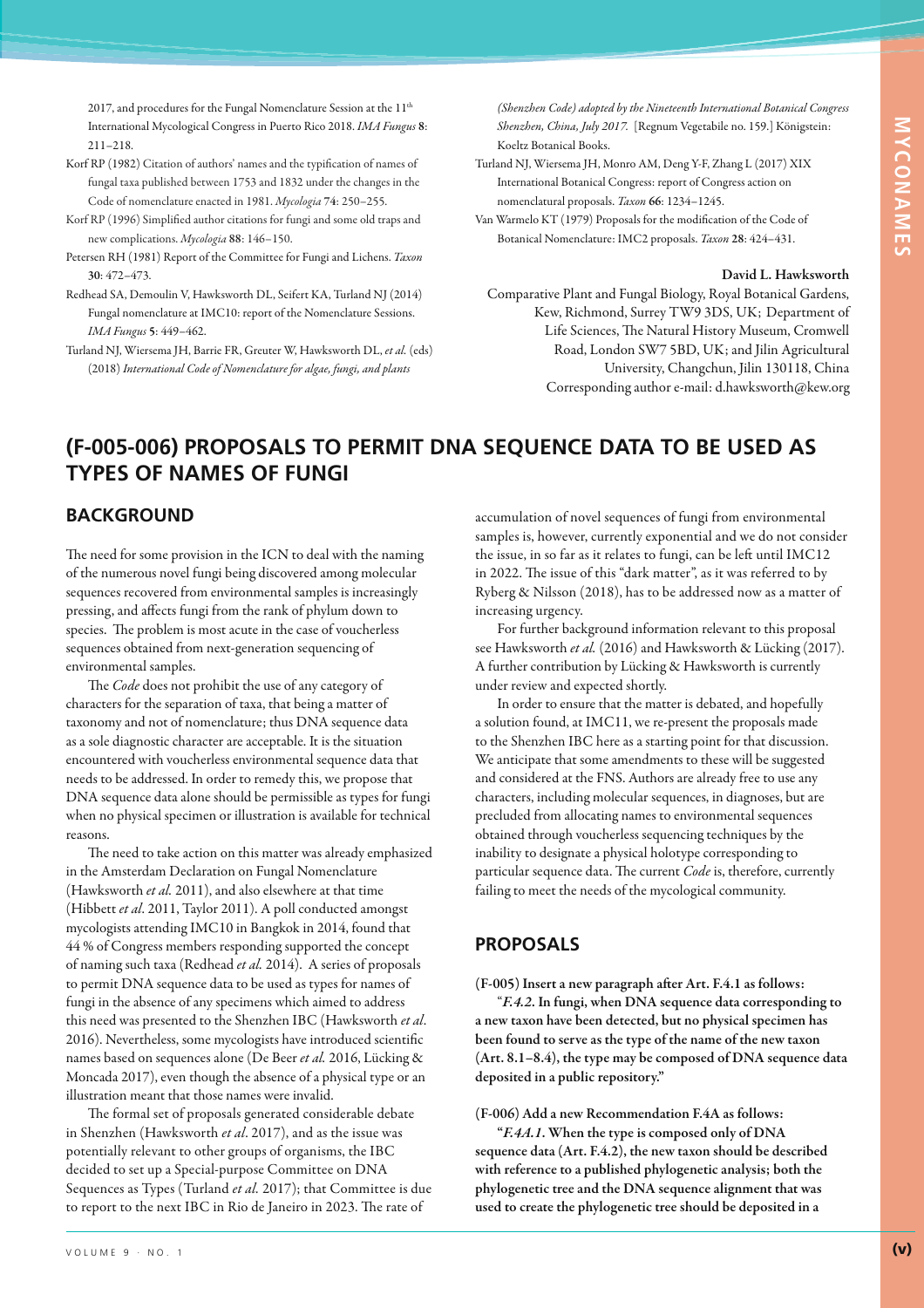2017, and procedures for the Fungal Nomenclature Session at the 11th International Mycological Congress in Puerto Rico 2018. *IMA Fungus* **8**: 211–218.

Korf RP (1982) Citation of authors' names and the typification of names of fungal taxa published between 1753 and 1832 under the changes in the Code of nomenclature enacted in 1981. *Mycologia* **74**: 250–255.

Korf RP (1996) Simplified author citations for fungi and some old traps and new complications. *Mycologia* **88**: 146–150.

Petersen RH (1981) Report of the Committee for Fungi and Lichens. *Taxon* **30**: 472–473.

Redhead SA, Demoulin V, Hawksworth DL, Seifert KA, Turland NJ (2014) Fungal nomenclature at IMC10: report of the Nomenclature Sessions. *IMA Fungus* **5**: 449–462.

Turland NJ, Wiersema JH, Barrie FR, Greuter W, Hawksworth DL, *et al.* (eds) (2018) *International Code of Nomenclature for algae, fungi, and plants (Shenzhen Code) adopted by the Nineteenth International Botanical Congress Shenzhen, China, July 2017.* [Regnum Vegetabile no. 159.] Königstein: Koeltz Botanical Books.

Turland NJ, Wiersema JH, Monro AM, Deng Y-F, Zhang L (2017) XIX International Botanical Congress: report of Congress action on nomenclatural proposals. *Taxon* **66**: 1234–1245.

Van Warmelo KT (1979) Proposals for the modification of the Code of Botanical Nomenclature: IMC2 proposals. *Taxon* **28**: 424–431.

**David L. Hawksworth**

Comparative Plant and Fungal Biology, Royal Botanical Gardens, Kew, Richmond, Surrey TW9 3DS, UK; Department of Life Sciences, The Natural History Museum, Cromwell Road, London SW7 5BD, UK; and Jilin Agricultural University, Changchun, Jilin 130118, China
Corresponding author e-mail: d.hawksworth@kew.org

# (F-005-006) PROPOSALS TO PERMIT DNA SEQUENCE DATA TO BE USED AS TYPES OF NAMES OF FUNGI

## BACKGROUND

The need for some provision in the ICN to deal with the naming of the numerous novel fungi being discovered among molecular sequences recovered from environmental samples is increasingly pressing, and affects fungi from the rank of phylum down to species. The problem is most acute in the case of voucherless sequences obtained from next-generation sequencing of environmental samples.

The *Code* does not prohibit the use of any category of characters for the separation of taxa, that being a matter of taxonomy and not of nomenclature; thus DNA sequence data as a sole diagnostic character are acceptable. It is the situation encountered with voucherless environmental sequence data that needs to be addressed. In order to remedy this, we propose that DNA sequence data alone should be permissible as types for fungi when no physical specimen or illustration is available for technical reasons.

The need to take action on this matter was already emphasized in the Amsterdam Declaration on Fungal Nomenclature (Hawksworth *et al.* 2011), and also elsewhere at that time (Hibbett *et al*. 2011, Taylor 2011). A poll conducted amongst mycologists attending IMC10 in Bangkok in 2014, found that 44 % of Congress members responding supported the concept of naming such taxa (Redhead *et al.* 2014). A series of proposals to permit DNA sequence data to be used as types for names of fungi in the absence of any specimens which aimed to address this need was presented to the Shenzhen IBC (Hawksworth *et al*. 2016). Nevertheless, some mycologists have introduced scientific names based on sequences alone (De Beer *et al.* 2016, Lücking & Moncada 2017), even though the absence of a physical type or an illustration meant that those names were invalid.

The formal set of proposals generated considerable debate in Shenzhen (Hawksworth *et al*. 2017), and as the issue was potentially relevant to other groups of organisms, the IBC decided to set up a Special-purpose Committee on DNA Sequences as Types (Turland *et al.* 2017); that Committee is due to report to the next IBC in Rio de Janeiro in 2023. The rate of accumulation of novel sequences of fungi from environmental samples is, however, currently exponential and we do not consider the issue, in so far as it relates to fungi, can be left until IMC12 in 2022. The issue of this "dark matter", as it was referred to by Ryberg & Nilsson (2018), has to be addressed now as a matter of increasing urgency.

For further background information relevant to this proposal see Hawksworth *et al.* (2016) and Hawksworth & Lücking (2017). A further contribution by Lücking & Hawksworth is currently under review and expected shortly.

In order to ensure that the matter is debated, and hopefully a solution found, at IMC11, we re-present the proposals made to the Shenzhen IBC here as a starting point for that discussion. We anticipate that some amendments to these will be suggested and considered at the FNS. Authors are already free to use any characters, including molecular sequences, in diagnoses, but are precluded from allocating names to environmental sequences obtained through voucherless sequencing techniques by the inability to designate a physical holotype corresponding to particular sequence data. The current *Code* is, therefore, currently failing to meet the needs of the mycological community.

## PROPOSALS

**(F-005) Insert a new paragraph after Art. F.4.1 as follows:**

**"*F.4.2*. In fungi, when DNA sequence data corresponding to a new taxon have been detected, but no physical specimen has been found to serve as the type of the name of the new taxon (Art. 8.1–8.4), the type may be composed of DNA sequence data deposited in a public repository."**

**(F-006) Add a new Recommendation F.4A as follows:**

**"*F.4A.1*. When the type is composed only of DNA sequence data (Art. F.4.2), the new taxon should be described with reference to a published phylogenetic analysis; both the phylogenetic tree and the DNA sequence alignment that was used to create the phylogenetic tree should be deposited in a**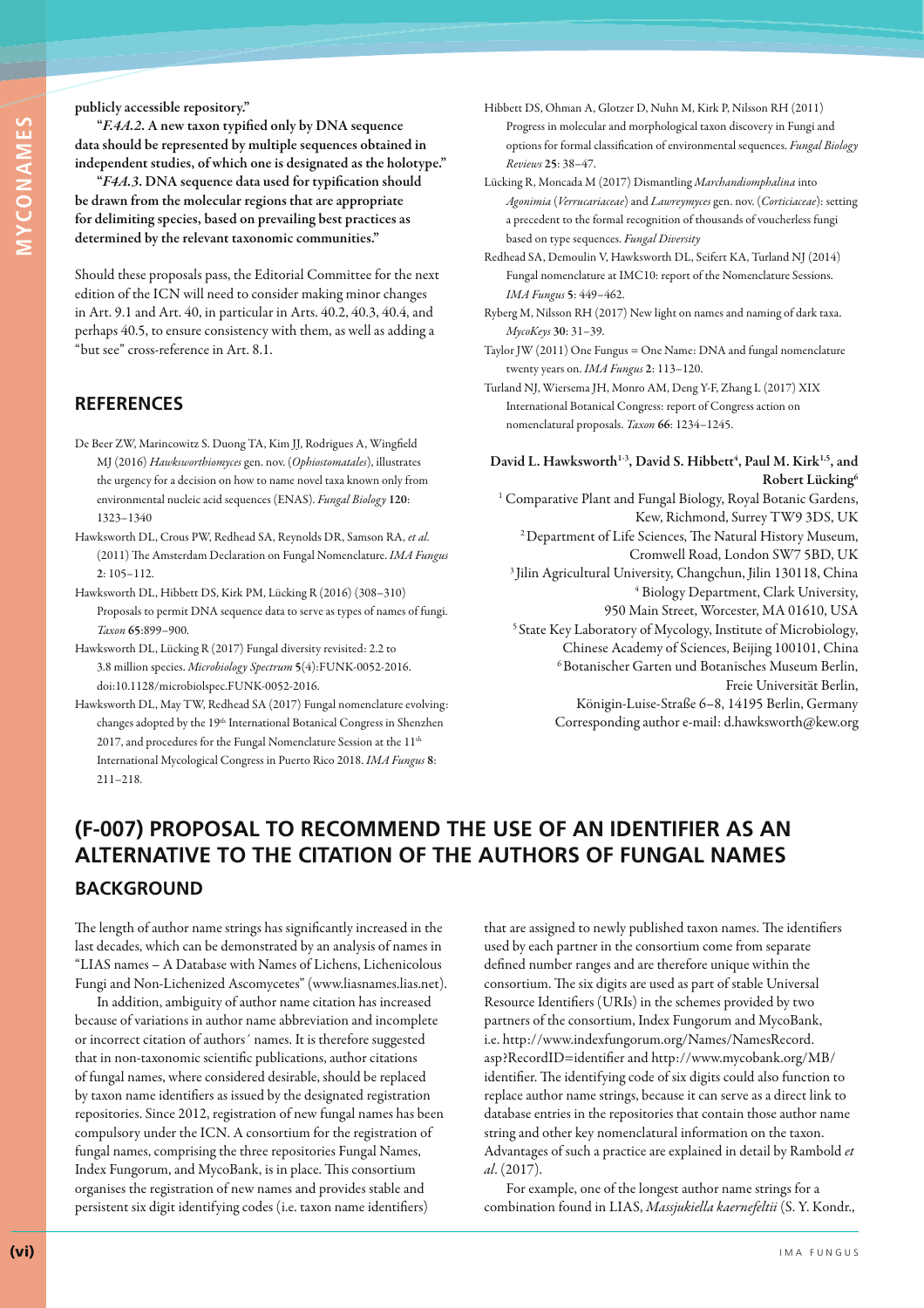publicly accessible repository."

"*F.4A.2.* A new taxon typified only by DNA sequence data should be represented by multiple sequences obtained in independent studies, of which one is designated as the holotype."

"*F4A.3.* DNA sequence data used for typification should be drawn from the molecular regions that are appropriate for delimiting species, based on prevailing best practices as determined by the relevant taxonomic communities."

Should these proposals pass, the Editorial Committee for the next edition of the ICN will need to consider making minor changes in Art. 9.1 and Art. 40, in particular in Arts. 40.2, 40.3, 40.4, and perhaps 40.5, to ensure consistency with them, as well as adding a "but see" cross-reference in Art. 8.1.

## REFERENCES

De Beer ZW, Marincowitz S. Duong TA, Kim JJ, Rodrigues A, Wingfield MJ (2016) *Hawksworthiomyces* gen. nov. (*Ophiostomatales*), illustrates the urgency for a decision on how to name novel taxa known only from environmental nucleic acid sequences (ENAS). *Fungal Biology* **120**: 1323–1340

Hawksworth DL, Crous PW, Redhead SA, Reynolds DR, Samson RA, *et al.* (2011) The Amsterdam Declaration on Fungal Nomenclature. *IMA Fungus* **2**: 105–112.

Hawksworth DL, Hibbett DS, Kirk PM, Lücking R (2016) (308–310) Proposals to permit DNA sequence data to serve as types of names of fungi. *Taxon* **65**:899–900.

Hawksworth DL, Lücking R (2017) Fungal diversity revisited: 2.2 to 3.8 million species. *Microbiology Spectrum* **5**(4):FUNK-0052-2016. doi:10.1128/microbiolspec.FUNK-0052-2016.

Hawksworth DL, May TW, Redhead SA (2017) Fungal nomenclature evolving: changes adopted by the 19th International Botanical Congress in Shenzhen 2017, and procedures for the Fungal Nomenclature Session at the 11th International Mycological Congress in Puerto Rico 2018. *IMA Fungus* **8**: 211–218.

Hibbett DS, Ohman A, Glotzer D, Nuhn M, Kirk P, Nilsson RH (2011) Progress in molecular and morphological taxon discovery in Fungi and options for formal classification of environmental sequences. *Fungal Biology Reviews* **25**: 38–47.

Lücking R, Moncada M (2017) Dismantling *Marchandiomphalina* into *Agonimia* (*Verrucariaceae*) and *Lawreymyces* gen. nov. (*Corticiaceae*): setting a precedent to the formal recognition of thousands of voucherless fungi based on type sequences. *Fungal Diversity*

Redhead SA, Demoulin V, Hawksworth DL, Seifert KA, Turland NJ (2014) Fungal nomenclature at IMC10: report of the Nomenclature Sessions. *IMA Fungus* **5**: 449–462.

Ryberg M, Nilsson RH (2017) New light on names and naming of dark taxa. *MycoKeys* **30**: 31–39.

Taylor JW (2011) One Fungus = One Name: DNA and fungal nomenclature twenty years on. *IMA Fungus* **2**: 113–120.

Turland NJ, Wiersema JH, Monro AM, Deng Y-F, Zhang L (2017) XIX International Botanical Congress: report of Congress action on nomenclatural proposals. *Taxon* **66**: 1234–1245.

**David L. Hawksworth[1-3], David S. Hibbett[4], Paul M. Kirk[1,5], and Robert Lücking[6]**

[1] Comparative Plant and Fungal Biology, Royal Botanic Gardens, Kew, Richmond, Surrey TW9 3DS, UK
[2] Department of Life Sciences, The Natural History Museum, Cromwell Road, London SW7 5BD, UK
[3] Jilin Agricultural University, Changchun, Jilin 130118, China
[4] Biology Department, Clark University, 950 Main Street, Worcester, MA 01610, USA
[5] State Key Laboratory of Mycology, Institute of Microbiology, Chinese Academy of Sciences, Beijing 100101, China
[6] Botanischer Garten und Botanisches Museum Berlin, Freie Universität Berlin, Königin-Luise-Straße 6–8, 14195 Berlin, Germany
Corresponding author e-mail: d.hawksworth@kew.org

## (F-007) PROPOSAL TO RECOMMEND THE USE OF AN IDENTIFIER AS AN ALTERNATIVE TO THE CITATION OF THE AUTHORS OF FUNGAL NAMES

### BACKGROUND

The length of author name strings has significantly increased in the last decades, which can be demonstrated by an analysis of names in "LIAS names – A Database with Names of Lichens, Lichenicolous Fungi and Non-Lichenized Ascomycetes" (www.liasnames.lias.net).

In addition, ambiguity of author name citation has increased because of variations in author name abbreviation and incomplete or incorrect citation of authors´ names. It is therefore suggested that in non-taxonomic scientific publications, author citations of fungal names, where considered desirable, should be replaced by taxon name identifiers as issued by the designated registration repositories. Since 2012, registration of new fungal names has been compulsory under the ICN. A consortium for the registration of fungal names, comprising the three repositories Fungal Names, Index Fungorum, and MycoBank, is in place. This consortium organises the registration of new names and provides stable and persistent six digit identifying codes (i.e. taxon name identifiers) that are assigned to newly published taxon names. The identifiers used by each partner in the consortium come from separate defined number ranges and are therefore unique within the consortium. The six digits are used as part of stable Universal Resource Identifiers (URIs) in the schemes provided by two partners of the consortium, Index Fungorum and MycoBank, i.e. http://www.indexfungorum.org/Names/NamesRecord.asp?RecordID=identifier and http://www.mycobank.org/MB/identifier. The identifying code of six digits could also function to replace author name strings, because it can serve as a direct link to database entries in the repositories that contain those author name string and other key nomenclatural information on the taxon. Advantages of such a practice are explained in detail by Rambold *et al*. (2017).

For example, one of the longest author name strings for a combination found in LIAS, *Massjukiella kaernefeltii* (S. Y. Kondr.,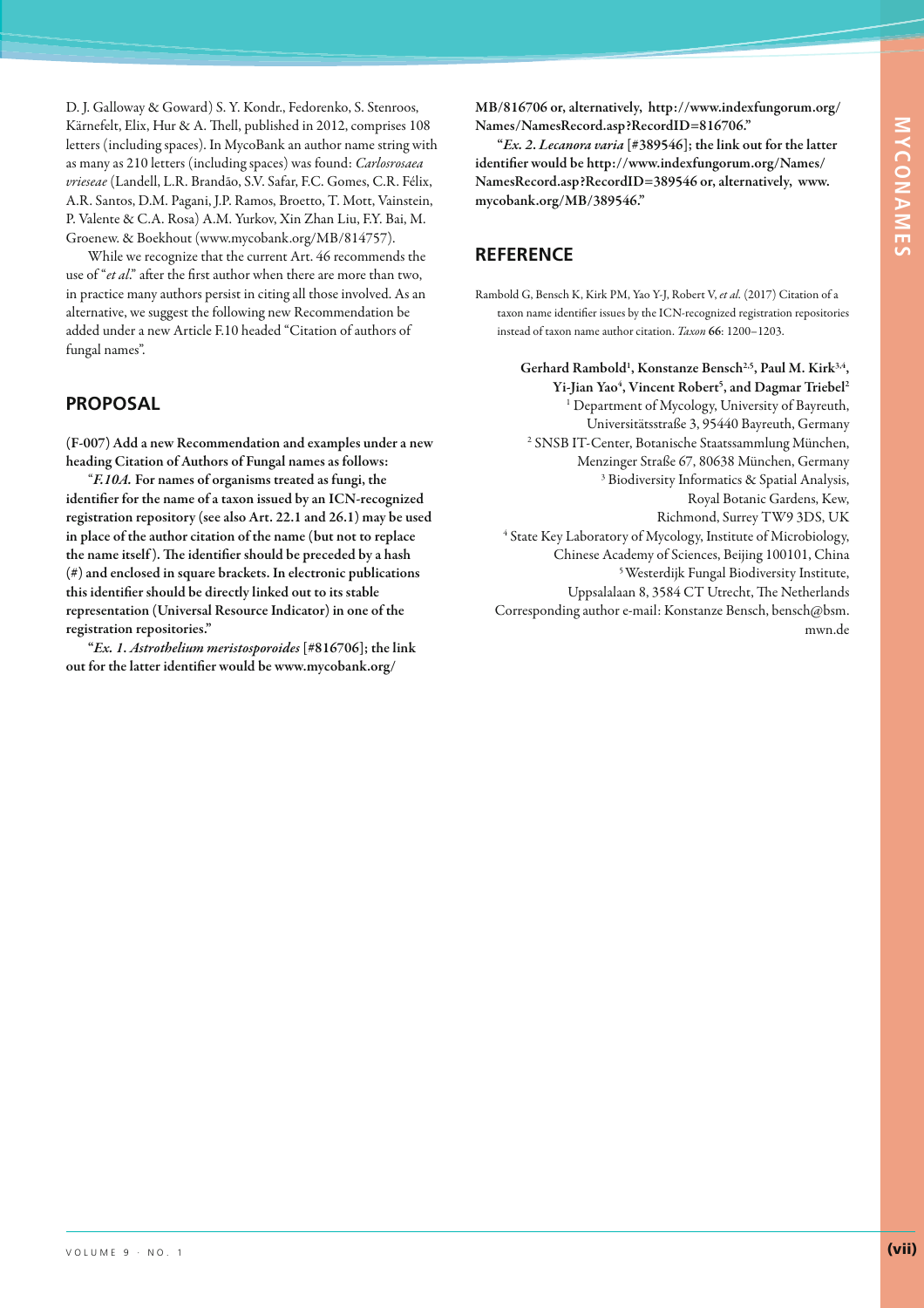D. J. Galloway & Goward) S. Y. Kondr., Fedorenko, S. Stenroos, Kärnefelt, Elix, Hur & A. Thell, published in 2012, comprises 108 letters (including spaces). In MycoBank an author name string with as many as 210 letters (including spaces) was found: *Carlosrosaea vrieseae* (Landell, L.R. Brandão, S.V. Safar, F.C. Gomes, C.R. Félix, A.R. Santos, D.M. Pagani, J.P. Ramos, Broetto, T. Mott, Vainstein, P. Valente & C.A. Rosa) A.M. Yurkov, Xin Zhan Liu, F.Y. Bai, M. Groenew. & Boekhout (www.mycobank.org/MB/814757).

While we recognize that the current Art. 46 recommends the use of "*et al.*" after the first author when there are more than two, in practice many authors persist in citing all those involved. As an alternative, we suggest the following new Recommendation be added under a new Article F.10 headed "Citation of authors of fungal names".

## PROPOSAL

**(F-007) Add a new Recommendation and examples under a new heading Citation of Authors of Fungal names as follows:**

**"*F.10A.* For names of organisms treated as fungi, the identifier for the name of a taxon issued by an ICN-recognized registration repository (see also Art. 22.1 and 26.1) may be used in place of the author citation of the name (but not to replace the name itself). The identifier should be preceded by a hash (#) and enclosed in square brackets. In electronic publications this identifier should be directly linked out to its stable representation (Universal Resource Indicator) in one of the registration repositories."**

**"*Ex. 1. Astrothelium meristosporoides* [#816706]; the link out for the latter identifier would be www.mycobank.org/MB/816706 or, alternatively, http://www.indexfungorum.org/Names/NamesRecord.asp?RecordID=816706."**

**"*Ex. 2. Lecanora varia* [#389546]; the link out for the latter identifier would be http://www.indexfungorum.org/Names/NamesRecord.asp?RecordID=389546 or, alternatively, www.mycobank.org/MB/389546."**

## REFERENCE

Rambold G, Bensch K, Kirk PM, Yao Y-J, Robert V, *et al.* (2017) Citation of a taxon name identifier issues by the ICN-recognized registration repositories instead of taxon name author citation. *Taxon* **66**: 1200–1203.

Gerhard Rambold[1], Konstanze Bensch[2,5], Paul M. Kirk[3,4], Yi-Jian Yao[4], Vincent Robert[5], and Dagmar Triebel[2]

[1] Department of Mycology, University of Bayreuth, Universitätsstraße 3, 95440 Bayreuth, Germany

[2] SNSB IT-Center, Botanische Staatssammlung München, Menzinger Straße 67, 80638 München, Germany

[3] Biodiversity Informatics & Spatial Analysis, Royal Botanic Gardens, Kew, Richmond, Surrey TW9 3DS, UK

[4] State Key Laboratory of Mycology, Institute of Microbiology, Chinese Academy of Sciences, Beijing 100101, China

[5] Westerdijk Fungal Biodiversity Institute, Uppsalalaan 8, 3584 CT Utrecht, The Netherlands

Corresponding author e-mail: Konstanze Bensch, bensch@bsm.mwn.de